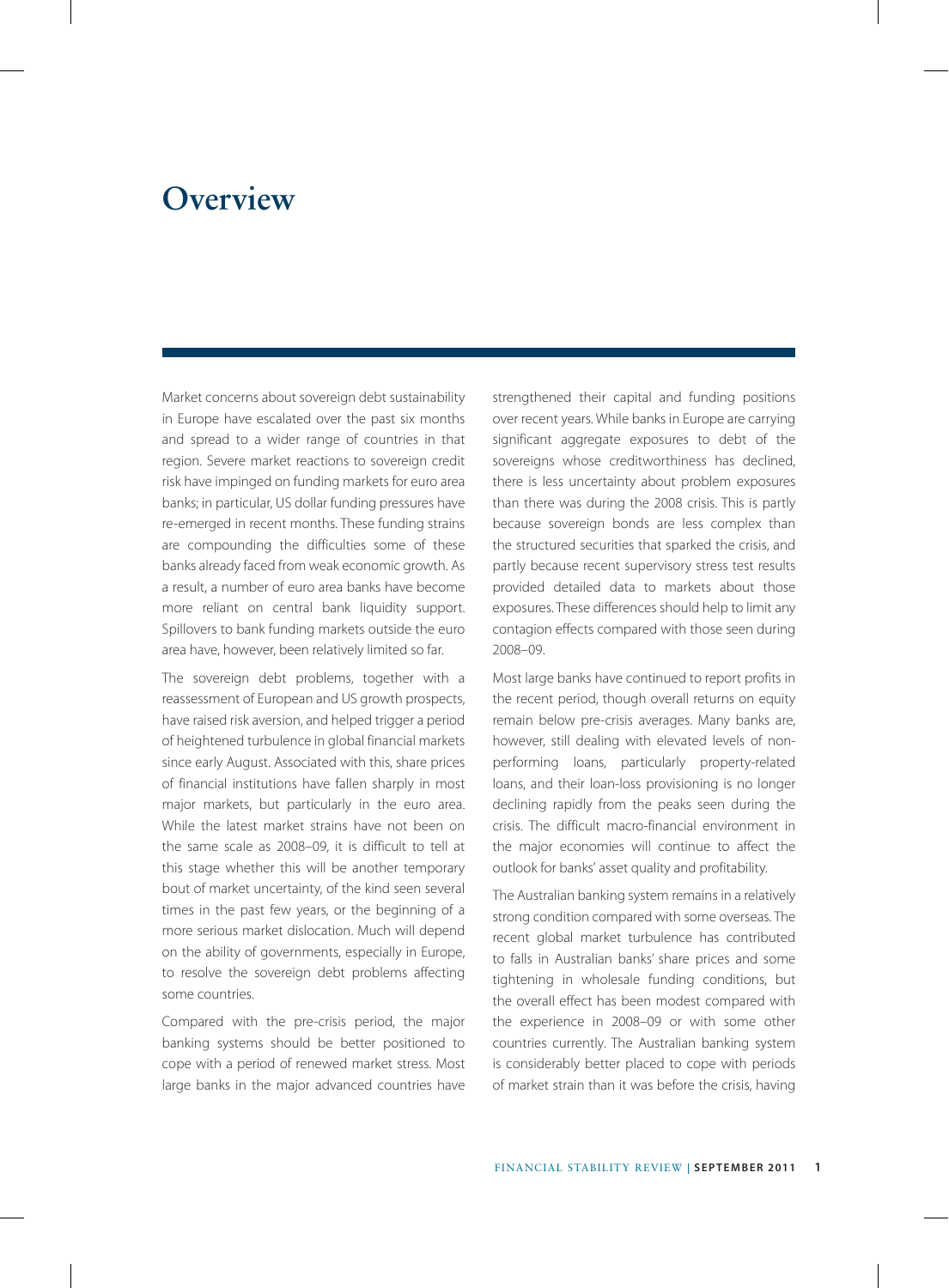# Overview

Market concerns about sovereign debt sustainability in Europe have escalated over the past six months and spread to a wider range of countries in that region. Severe market reactions to sovereign credit risk have impinged on funding markets for euro area banks; in particular, US dollar funding pressures have re-emerged in recent months. These funding strains are compounding the difficulties some of these banks already faced from weak economic growth. As a result, a number of euro area banks have become more reliant on central bank liquidity support. Spillovers to bank funding markets outside the euro area have, however, been relatively limited so far.

The sovereign debt problems, together with a reassessment of European and US growth prospects, have raised risk aversion, and helped trigger a period of heightened turbulence in global financial markets since early August. Associated with this, share prices of financial institutions have fallen sharply in most major markets, but particularly in the euro area. While the latest market strains have not been on the same scale as 2008–09, it is difficult to tell at this stage whether this will be another temporary bout of market uncertainty, of the kind seen several times in the past few years, or the beginning of a more serious market dislocation. Much will depend on the ability of governments, especially in Europe, to resolve the sovereign debt problems affecting some countries.

Compared with the pre-crisis period, the major banking systems should be better positioned to cope with a period of renewed market stress. Most large banks in the major advanced countries have strengthened their capital and funding positions over recent years. While banks in Europe are carrying significant aggregate exposures to debt of the sovereigns whose creditworthiness has declined, there is less uncertainty about problem exposures than there was during the 2008 crisis. This is partly because sovereign bonds are less complex than the structured securities that sparked the crisis, and partly because recent supervisory stress test results provided detailed data to markets about those exposures. These differences should help to limit any contagion effects compared with those seen during 2008–09.

Most large banks have continued to report profits in the recent period, though overall returns on equity remain below pre-crisis averages. Many banks are, however, still dealing with elevated levels of non-performing loans, particularly property-related loans, and their loan-loss provisioning is no longer declining rapidly from the peaks seen during the crisis. The difficult macro-financial environment in the major economies will continue to affect the outlook for banks' asset quality and profitability.

The Australian banking system remains in a relatively strong condition compared with some overseas. The recent global market turbulence has contributed to falls in Australian banks' share prices and some tightening in wholesale funding conditions, but the overall effect has been modest compared with the experience in 2008–09 or with some other countries currently. The Australian banking system is considerably better placed to cope with periods of market strain than it was before the crisis, having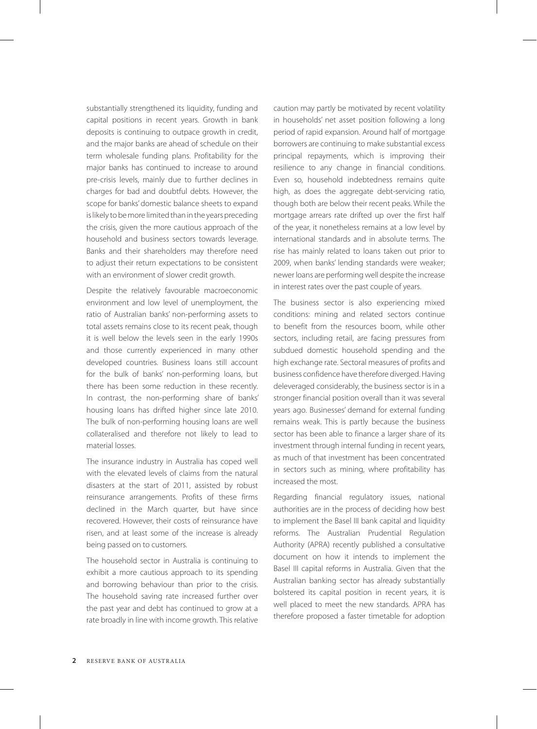substantially strengthened its liquidity, funding and capital positions in recent years. Growth in bank deposits is continuing to outpace growth in credit, and the major banks are ahead of schedule on their term wholesale funding plans. Profitability for the major banks has continued to increase to around pre-crisis levels, mainly due to further declines in charges for bad and doubtful debts. However, the scope for banks' domestic balance sheets to expand is likely to be more limited than in the years preceding the crisis, given the more cautious approach of the household and business sectors towards leverage. Banks and their shareholders may therefore need to adjust their return expectations to be consistent with an environment of slower credit growth.

Despite the relatively favourable macroeconomic environment and low level of unemployment, the ratio of Australian banks' non-performing assets to total assets remains close to its recent peak, though it is well below the levels seen in the early 1990s and those currently experienced in many other developed countries. Business loans still account for the bulk of banks' non-performing loans, but there has been some reduction in these recently. In contrast, the non-performing share of banks' housing loans has drifted higher since late 2010. The bulk of non-performing housing loans are well collateralised and therefore not likely to lead to material losses.

The insurance industry in Australia has coped well with the elevated levels of claims from the natural disasters at the start of 2011, assisted by robust reinsurance arrangements. Profits of these firms declined in the March quarter, but have since recovered. However, their costs of reinsurance have risen, and at least some of the increase is already being passed on to customers.

The household sector in Australia is continuing to exhibit a more cautious approach to its spending and borrowing behaviour than prior to the crisis. The household saving rate increased further over the past year and debt has continued to grow at a rate broadly in line with income growth. This relative caution may partly be motivated by recent volatility in households' net asset position following a long period of rapid expansion. Around half of mortgage borrowers are continuing to make substantial excess principal repayments, which is improving their resilience to any change in financial conditions. Even so, household indebtedness remains quite high, as does the aggregate debt-servicing ratio, though both are below their recent peaks. While the mortgage arrears rate drifted up over the first half of the year, it nonetheless remains at a low level by international standards and in absolute terms. The rise has mainly related to loans taken out prior to 2009, when banks' lending standards were weaker; newer loans are performing well despite the increase in interest rates over the past couple of years.

The business sector is also experiencing mixed conditions: mining and related sectors continue to benefit from the resources boom, while other sectors, including retail, are facing pressures from subdued domestic household spending and the high exchange rate. Sectoral measures of profits and business confidence have therefore diverged. Having deleveraged considerably, the business sector is in a stronger financial position overall than it was several years ago. Businesses' demand for external funding remains weak. This is partly because the business sector has been able to finance a larger share of its investment through internal funding in recent years, as much of that investment has been concentrated in sectors such as mining, where profitability has increased the most.

Regarding financial regulatory issues, national authorities are in the process of deciding how best to implement the Basel III bank capital and liquidity reforms. The Australian Prudential Regulation Authority (APRA) recently published a consultative document on how it intends to implement the Basel III capital reforms in Australia. Given that the Australian banking sector has already substantially bolstered its capital position in recent years, it is well placed to meet the new standards. APRA has therefore proposed a faster timetable for adoption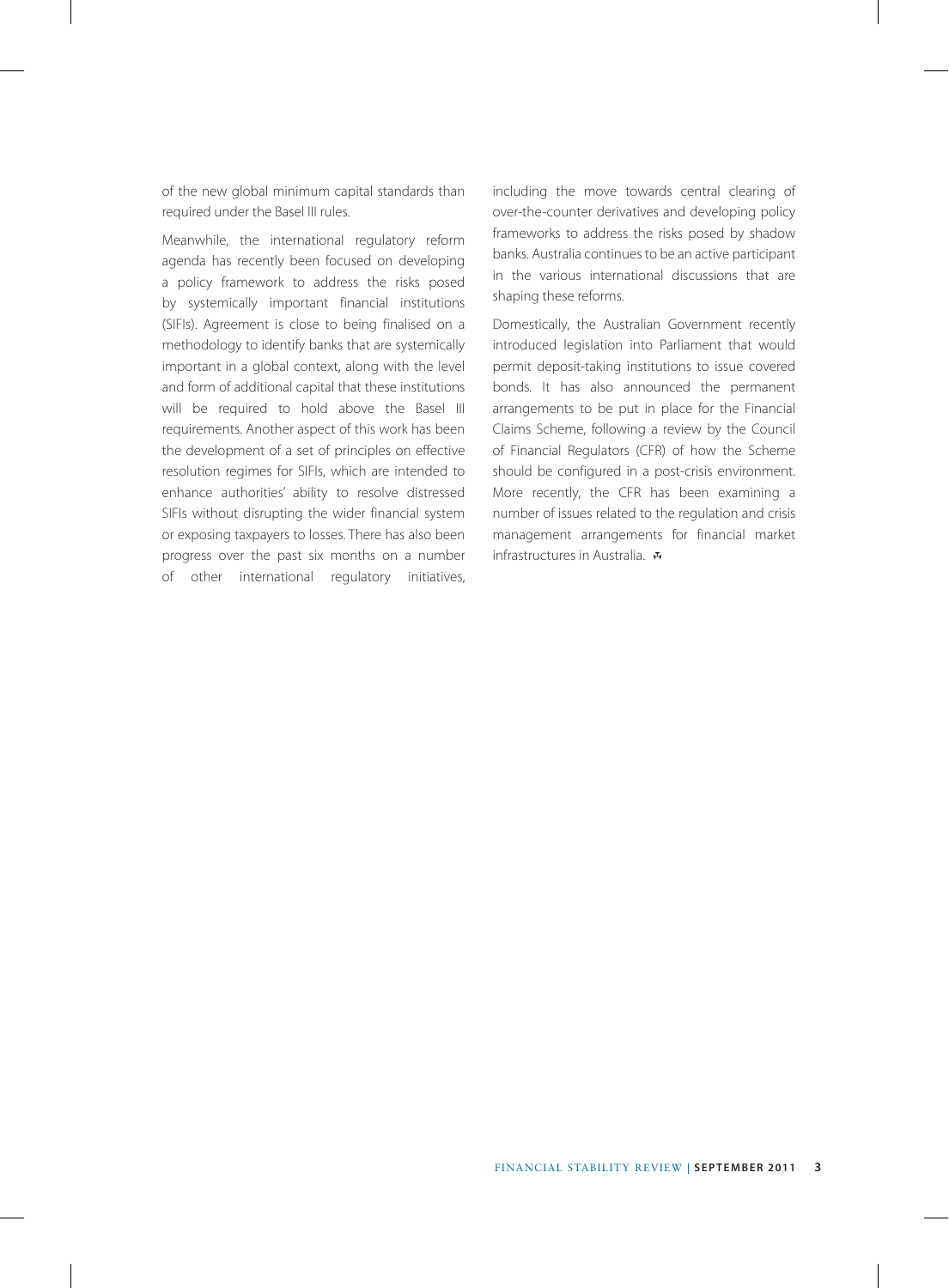of the new global minimum capital standards than required under the Basel III rules.

Meanwhile, the international regulatory reform agenda has recently been focused on developing a policy framework to address the risks posed by systemically important financial institutions (SIFIs). Agreement is close to being finalised on a methodology to identify banks that are systemically important in a global context, along with the level and form of additional capital that these institutions will be required to hold above the Basel III requirements. Another aspect of this work has been the development of a set of principles on effective resolution regimes for SIFIs, which are intended to enhance authorities' ability to resolve distressed SIFIs without disrupting the wider financial system or exposing taxpayers to losses. There has also been progress over the past six months on a number of other international regulatory initiatives, including the move towards central clearing of over-the-counter derivatives and developing policy frameworks to address the risks posed by shadow banks. Australia continues to be an active participant in the various international discussions that are shaping these reforms.

Domestically, the Australian Government recently introduced legislation into Parliament that would permit deposit-taking institutions to issue covered bonds. It has also announced the permanent arrangements to be put in place for the Financial Claims Scheme, following a review by the Council of Financial Regulators (CFR) of how the Scheme should be configured in a post-crisis environment. More recently, the CFR has been examining a number of issues related to the regulation and crisis management arrangements for financial market infrastructures in Australia.